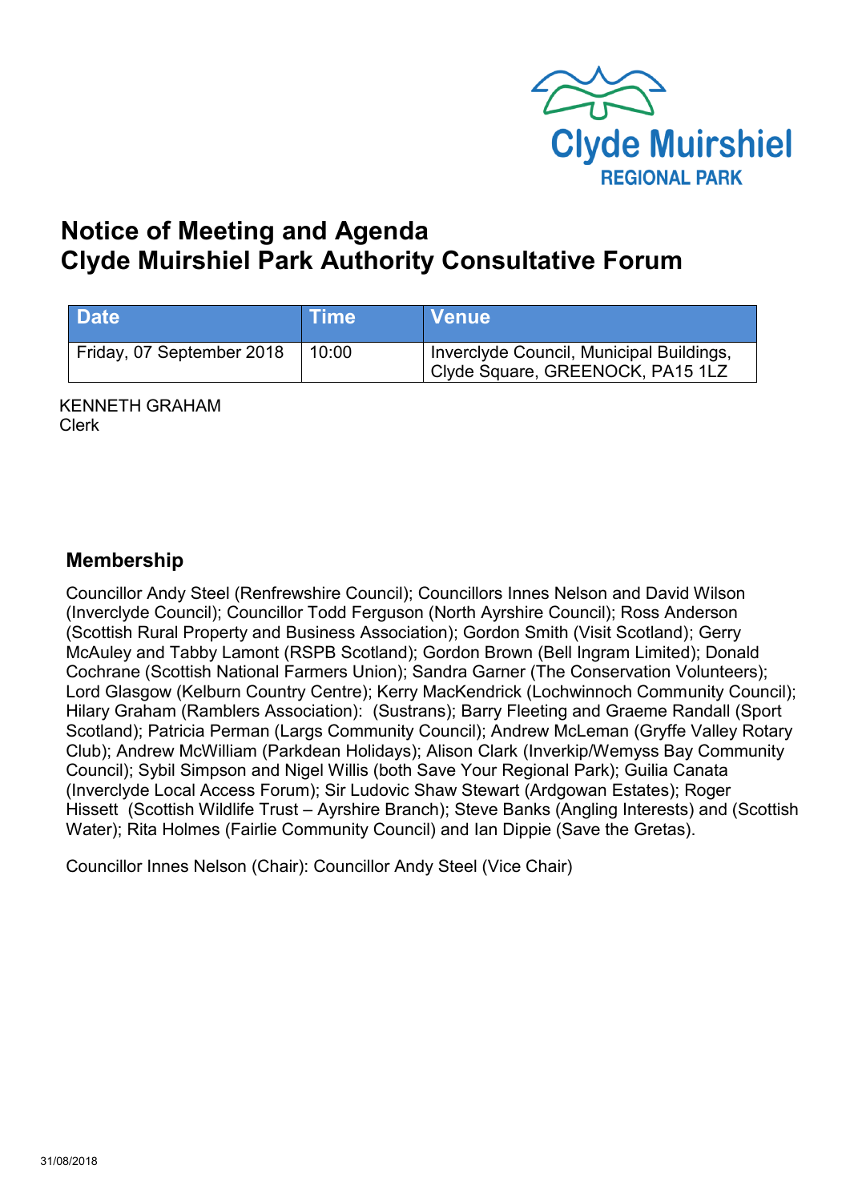Clyde Muirshiel
REGIONAL PARK

# Notice of Meeting and Agenda
# Clyde Muirshiel Park Authority Consultative Forum

| Date | Time | Venue |
| --- | --- | --- |
| Friday, 07 September 2018 | 10:00 | Inverclyde Council, Municipal Buildings, Clyde Square, GREENOCK, PA15 1LZ |

KENNETH GRAHAM
Clerk

## Membership

Councillor Andy Steel (Renfrewshire Council); Councillors Innes Nelson and David Wilson (Inverclyde Council); Councillor Todd Ferguson (North Ayrshire Council); Ross Anderson (Scottish Rural Property and Business Association); Gordon Smith (Visit Scotland); Gerry McAuley and Tabby Lamont (RSPB Scotland); Gordon Brown (Bell Ingram Limited); Donald Cochrane (Scottish National Farmers Union); Sandra Garner (The Conservation Volunteers); Lord Glasgow (Kelburn Country Centre); Kerry MacKendrick (Lochwinnoch Community Council); Hilary Graham (Ramblers Association): (Sustrans); Barry Fleeting and Graeme Randall (Sport Scotland); Patricia Perman (Largs Community Council); Andrew McLeman (Gryffe Valley Rotary Club); Andrew McWilliam (Parkdean Holidays); Alison Clark (Inverkip/Wemyss Bay Community Council); Sybil Simpson and Nigel Willis (both Save Your Regional Park); Guilia Canata (Inverclyde Local Access Forum); Sir Ludovic Shaw Stewart (Ardgowan Estates); Roger Hissett (Scottish Wildlife Trust – Ayrshire Branch); Steve Banks (Angling Interests) and (Scottish Water); Rita Holmes (Fairlie Community Council) and Ian Dippie (Save the Gretas).

Councillor Innes Nelson (Chair): Councillor Andy Steel (Vice Chair)

31/08/2018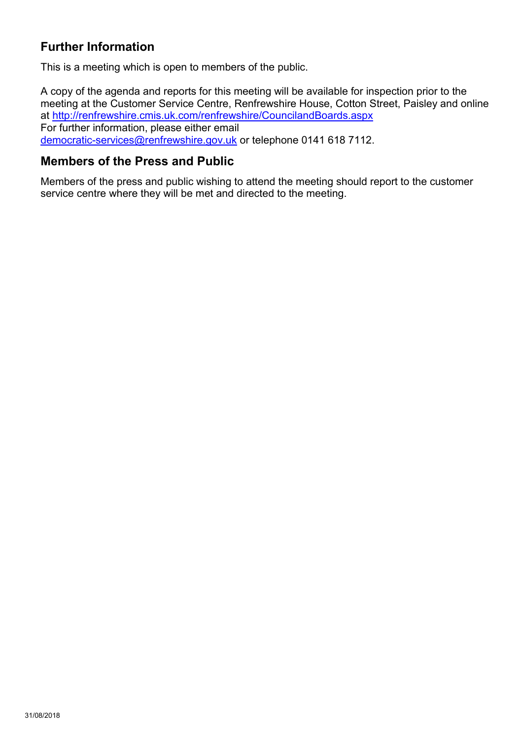## Further Information

This is a meeting which is open to members of the public.

A copy of the agenda and reports for this meeting will be available for inspection prior to the meeting at the Customer Service Centre, Renfrewshire House, Cotton Street, Paisley and online at http://renfrewshire.cmis.uk.com/renfrewshire/CouncilandBoards.aspx
For further information, please either email democratic-services@renfrewshire.gov.uk or telephone 0141 618 7112.

## Members of the Press and Public

Members of the press and public wishing to attend the meeting should report to the customer service centre where they will be met and directed to the meeting.

31/08/2018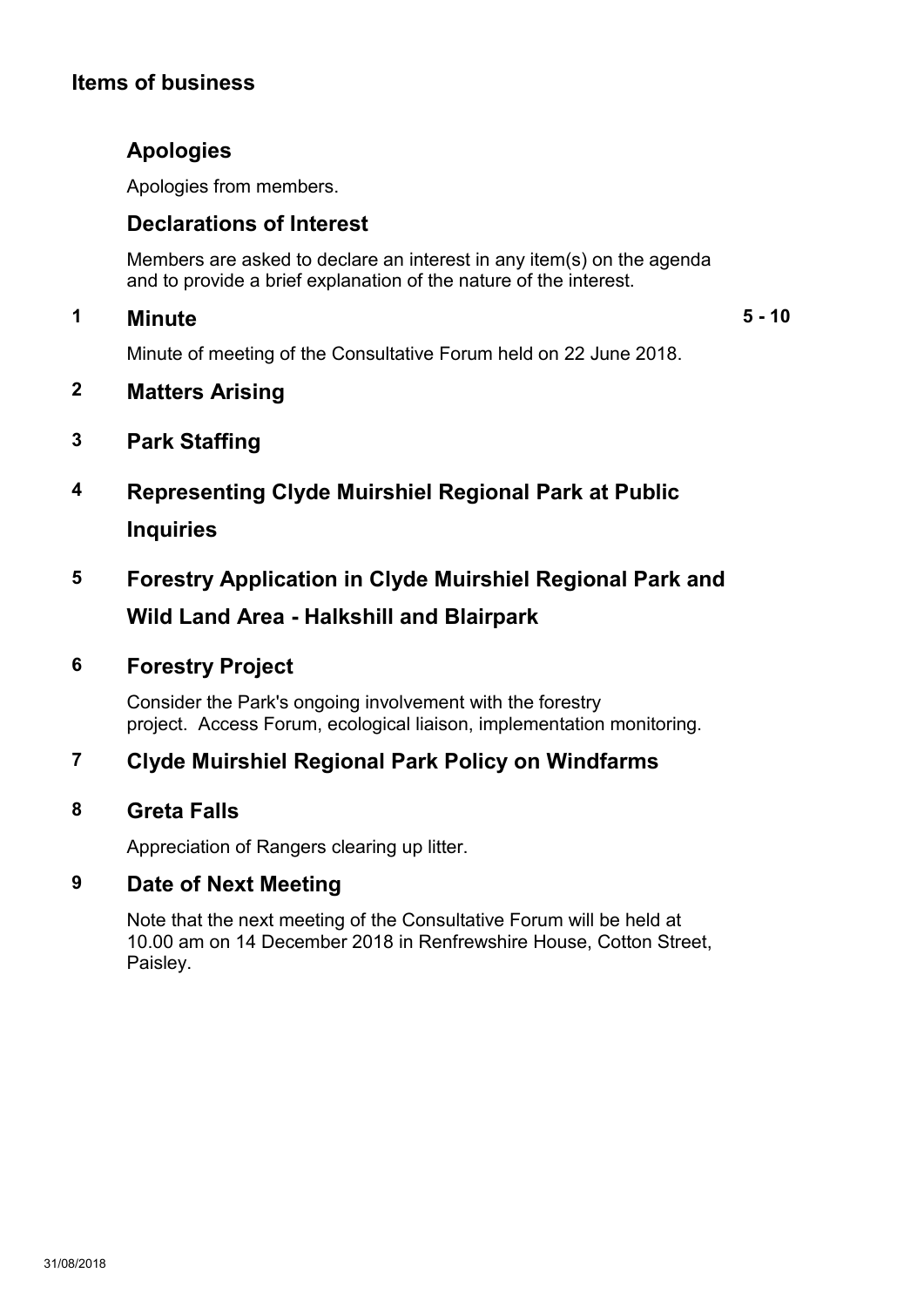## Items of business

### Apologies

Apologies from members.

### Declarations of Interest

Members are asked to declare an interest in any item(s) on the agenda and to provide a brief explanation of the nature of the interest.

### 1 Minute — 5 - 10

Minute of meeting of the Consultative Forum held on 22 June 2018.

### 2 Matters Arising

### 3 Park Staffing

### 4 Representing Clyde Muirshiel Regional Park at Public Inquiries

### 5 Forestry Application in Clyde Muirshiel Regional Park and Wild Land Area - Halkshill and Blairpark

### 6 Forestry Project

Consider the Park's ongoing involvement with the forestry project. Access Forum, ecological liaison, implementation monitoring.

### 7 Clyde Muirshiel Regional Park Policy on Windfarms

### 8 Greta Falls

Appreciation of Rangers clearing up litter.

### 9 Date of Next Meeting

Note that the next meeting of the Consultative Forum will be held at 10.00 am on 14 December 2018 in Renfrewshire House, Cotton Street, Paisley.

31/08/2018